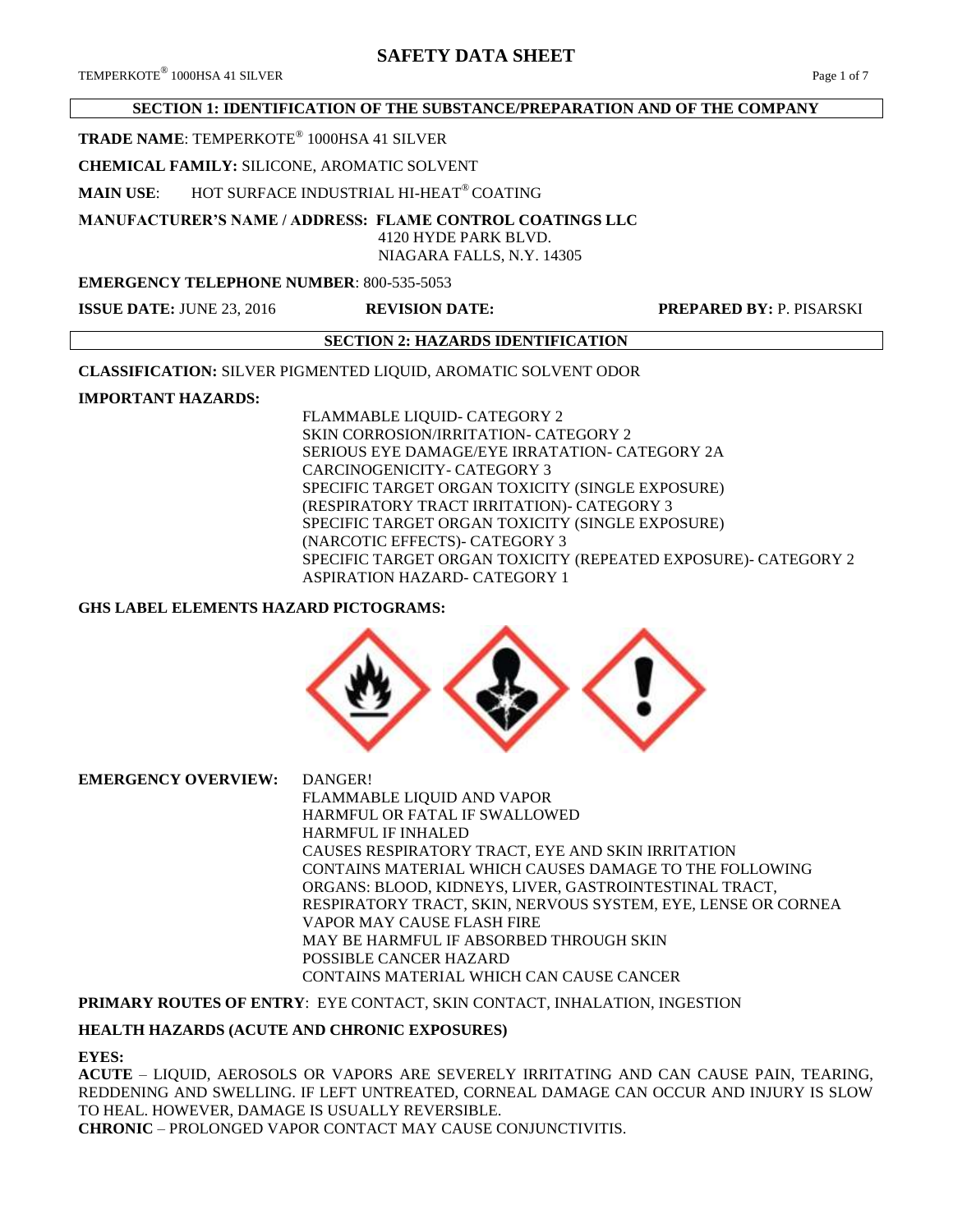# SAFETY DATA SHEET

## SECTION 1: IDENTIFICATION OF THE SUBSTANCE/PREPARATION AND OF THE COMPANY

**TRADE NAME**: TEMPERKOTE® 1000HSA 41 SILVER

**CHEMICAL FAMILY:** SILICONE, AROMATIC SOLVENT

**MAIN USE**: HOT SURFACE INDUSTRIAL HI-HEAT® COATING

**MANUFACTURER'S NAME / ADDRESS: FLAME CONTROL COATINGS LLC**
4120 HYDE PARK BLVD.
NIAGARA FALLS, N.Y. 14305

**EMERGENCY TELEPHONE NUMBER**: 800-535-5053

**ISSUE DATE:** JUNE 23, 2016 **REVISION DATE:** **PREPARED BY:** P. PISARSKI

## SECTION 2: HAZARDS IDENTIFICATION

**CLASSIFICATION:** SILVER PIGMENTED LIQUID, AROMATIC SOLVENT ODOR

**IMPORTANT HAZARDS:**

FLAMMABLE LIQUID- CATEGORY 2
SKIN CORROSION/IRRITATION- CATEGORY 2
SERIOUS EYE DAMAGE/EYE IRRATATION- CATEGORY 2A
CARCINOGENICITY- CATEGORY 3
SPECIFIC TARGET ORGAN TOXICITY (SINGLE EXPOSURE)
(RESPIRATORY TRACT IRRITATION)- CATEGORY 3
SPECIFIC TARGET ORGAN TOXICITY (SINGLE EXPOSURE)
(NARCOTIC EFFECTS)- CATEGORY 3
SPECIFIC TARGET ORGAN TOXICITY (REPEATED EXPOSURE)- CATEGORY 2
ASPIRATION HAZARD- CATEGORY 1

**GHS LABEL ELEMENTS HAZARD PICTOGRAMS:**

**EMERGENCY OVERVIEW:**

DANGER!
FLAMMABLE LIQUID AND VAPOR
HARMFUL OR FATAL IF SWALLOWED
HARMFUL IF INHALED
CAUSES RESPIRATORY TRACT, EYE AND SKIN IRRITATION
CONTAINS MATERIAL WHICH CAUSES DAMAGE TO THE FOLLOWING ORGANS: BLOOD, KIDNEYS, LIVER, GASTROINTESTINAL TRACT, RESPIRATORY TRACT, SKIN, NERVOUS SYSTEM, EYE, LENSE OR CORNEA
VAPOR MAY CAUSE FLASH FIRE
MAY BE HARMFUL IF ABSORBED THROUGH SKIN
POSSIBLE CANCER HAZARD
CONTAINS MATERIAL WHICH CAN CAUSE CANCER

**PRIMARY ROUTES OF ENTRY**: EYE CONTACT, SKIN CONTACT, INHALATION, INGESTION

**HEALTH HAZARDS (ACUTE AND CHRONIC EXPOSURES)**

**EYES:**

**ACUTE** – LIQUID, AEROSOLS OR VAPORS ARE SEVERELY IRRITATING AND CAN CAUSE PAIN, TEARING, REDDENING AND SWELLING. IF LEFT UNTREATED, CORNEAL DAMAGE CAN OCCUR AND INJURY IS SLOW TO HEAL. HOWEVER, DAMAGE IS USUALLY REVERSIBLE.

**CHRONIC** – PROLONGED VAPOR CONTACT MAY CAUSE CONJUNCTIVITIS.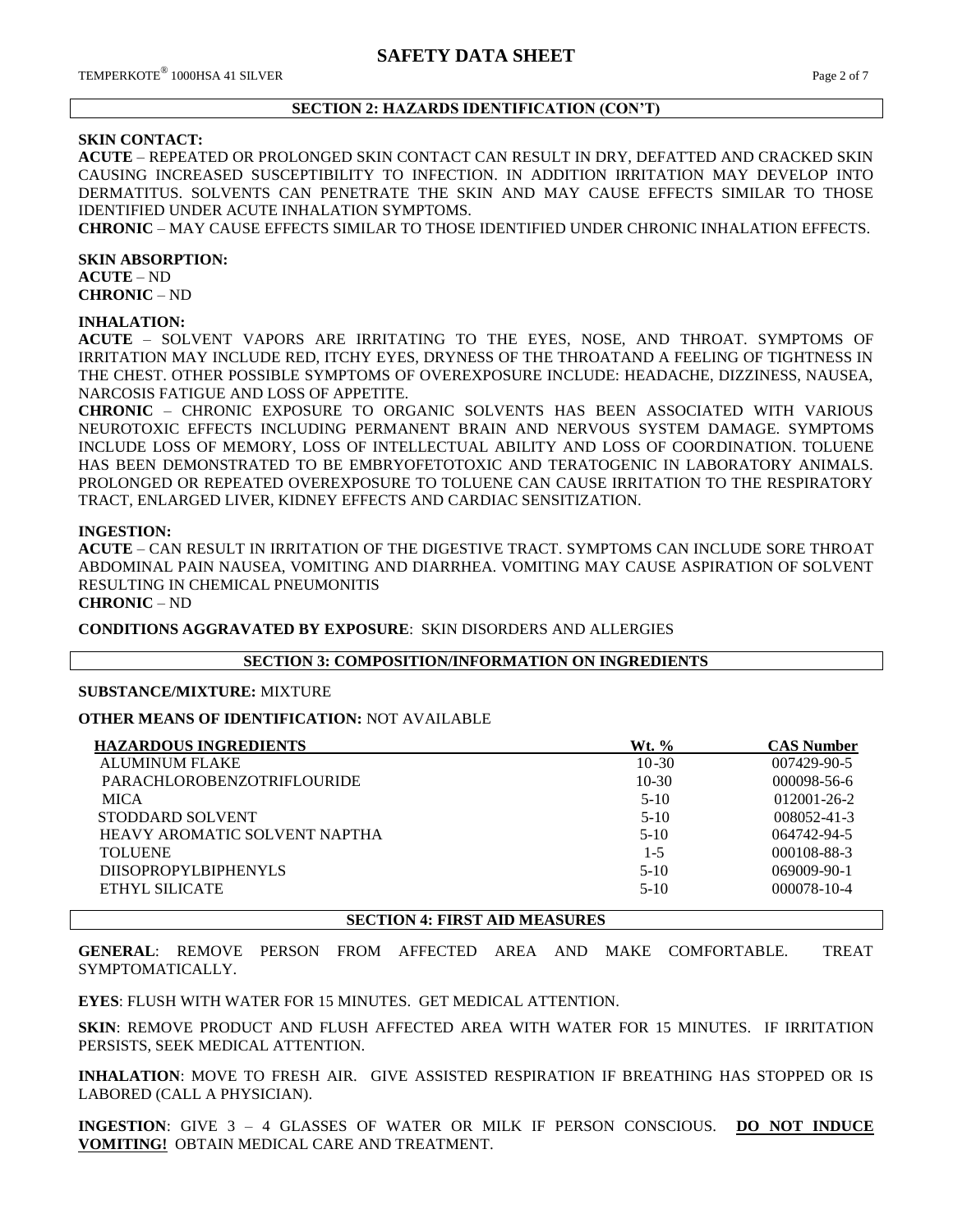## SECTION 2: HAZARDS IDENTIFICATION (CON'T)

**SKIN CONTACT:**

**ACUTE** – REPEATED OR PROLONGED SKIN CONTACT CAN RESULT IN DRY, DEFATTED AND CRACKED SKIN CAUSING INCREASED SUSCEPTIBILITY TO INFECTION. IN ADDITION IRRITATION MAY DEVELOP INTO DERMATITUS. SOLVENTS CAN PENETRATE THE SKIN AND MAY CAUSE EFFECTS SIMILAR TO THOSE IDENTIFIED UNDER ACUTE INHALATION SYMPTOMS.

**CHRONIC** – MAY CAUSE EFFECTS SIMILAR TO THOSE IDENTIFIED UNDER CHRONIC INHALATION EFFECTS.

**SKIN ABSORPTION:**

**ACUTE** – ND

**CHRONIC** – ND

**INHALATION:**

**ACUTE** – SOLVENT VAPORS ARE IRRITATING TO THE EYES, NOSE, AND THROAT. SYMPTOMS OF IRRITATION MAY INCLUDE RED, ITCHY EYES, DRYNESS OF THE THROATAND A FEELING OF TIGHTNESS IN THE CHEST. OTHER POSSIBLE SYMPTOMS OF OVEREXPOSURE INCLUDE: HEADACHE, DIZZINESS, NAUSEA, NARCOSIS FATIGUE AND LOSS OF APPETITE.

**CHRONIC** – CHRONIC EXPOSURE TO ORGANIC SOLVENTS HAS BEEN ASSOCIATED WITH VARIOUS NEUROTOXIC EFFECTS INCLUDING PERMANENT BRAIN AND NERVOUS SYSTEM DAMAGE. SYMPTOMS INCLUDE LOSS OF MEMORY, LOSS OF INTELLECTUAL ABILITY AND LOSS OF COORDINATION. TOLUENE HAS BEEN DEMONSTRATED TO BE EMBRYOFETOTOXIC AND TERATOGENIC IN LABORATORY ANIMALS. PROLONGED OR REPEATED OVEREXPOSURE TO TOLUENE CAN CAUSE IRRITATION TO THE RESPIRATORY TRACT, ENLARGED LIVER, KIDNEY EFFECTS AND CARDIAC SENSITIZATION.

**INGESTION:**

**ACUTE** – CAN RESULT IN IRRITATION OF THE DIGESTIVE TRACT. SYMPTOMS CAN INCLUDE SORE THROAT ABDOMINAL PAIN NAUSEA, VOMITING AND DIARRHEA. VOMITING MAY CAUSE ASPIRATION OF SOLVENT RESULTING IN CHEMICAL PNEUMONITIS

**CHRONIC** – ND

**CONDITIONS AGGRAVATED BY EXPOSURE**: SKIN DISORDERS AND ALLERGIES

## SECTION 3: COMPOSITION/INFORMATION ON INGREDIENTS

**SUBSTANCE/MIXTURE:** MIXTURE

**OTHER MEANS OF IDENTIFICATION:** NOT AVAILABLE

| HAZARDOUS INGREDIENTS | Wt. % | CAS Number |
|---|---|---|
| ALUMINUM FLAKE | 10-30 | 007429-90-5 |
| PARACHLOROBENZOTRIFLOURIDE | 10-30 | 000098-56-6 |
| MICA | 5-10 | 012001-26-2 |
| STODDARD SOLVENT | 5-10 | 008052-41-3 |
| HEAVY AROMATIC SOLVENT NAPTHA | 5-10 | 064742-94-5 |
| TOLUENE | 1-5 | 000108-88-3 |
| DIISOPROPYLBIPHENYLS | 5-10 | 069009-90-1 |
| ETHYL SILICATE | 5-10 | 000078-10-4 |

## SECTION 4: FIRST AID MEASURES

**GENERAL**: REMOVE PERSON FROM AFFECTED AREA AND MAKE COMFORTABLE. TREAT SYMPTOMATICALLY.

**EYES**: FLUSH WITH WATER FOR 15 MINUTES. GET MEDICAL ATTENTION.

**SKIN**: REMOVE PRODUCT AND FLUSH AFFECTED AREA WITH WATER FOR 15 MINUTES. IF IRRITATION PERSISTS, SEEK MEDICAL ATTENTION.

**INHALATION**: MOVE TO FRESH AIR. GIVE ASSISTED RESPIRATION IF BREATHING HAS STOPPED OR IS LABORED (CALL A PHYSICIAN).

**INGESTION**: GIVE 3 – 4 GLASSES OF WATER OR MILK IF PERSON CONSCIOUS. **DO NOT INDUCE VOMITING!** OBTAIN MEDICAL CARE AND TREATMENT.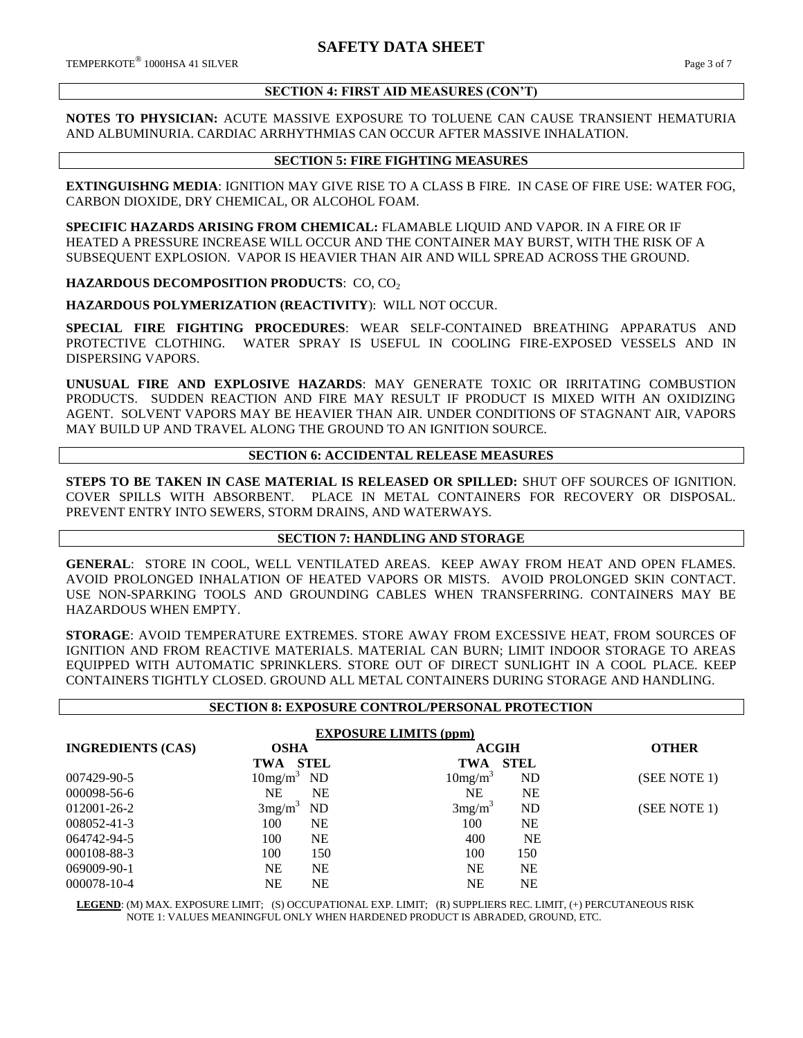## SECTION 4: FIRST AID MEASURES (CON'T)

**NOTES TO PHYSICIAN:** ACUTE MASSIVE EXPOSURE TO TOLUENE CAN CAUSE TRANSIENT HEMATURIA AND ALBUMINURIA. CARDIAC ARRHYTHMIAS CAN OCCUR AFTER MASSIVE INHALATION.

## SECTION 5: FIRE FIGHTING MEASURES

**EXTINGUISHNG MEDIA**: IGNITION MAY GIVE RISE TO A CLASS B FIRE. IN CASE OF FIRE USE: WATER FOG, CARBON DIOXIDE, DRY CHEMICAL, OR ALCOHOL FOAM.

**SPECIFIC HAZARDS ARISING FROM CHEMICAL:** FLAMABLE LIQUID AND VAPOR. IN A FIRE OR IF HEATED A PRESSURE INCREASE WILL OCCUR AND THE CONTAINER MAY BURST, WITH THE RISK OF A SUBSEQUENT EXPLOSION. VAPOR IS HEAVIER THAN AIR AND WILL SPREAD ACROSS THE GROUND.

**HAZARDOUS DECOMPOSITION PRODUCTS**: CO, $CO_2$

**HAZARDOUS POLYMERIZATION (REACTIVITY)**: WILL NOT OCCUR.

**SPECIAL FIRE FIGHTING PROCEDURES**: WEAR SELF-CONTAINED BREATHING APPARATUS AND PROTECTIVE CLOTHING. WATER SPRAY IS USEFUL IN COOLING FIRE-EXPOSED VESSELS AND IN DISPERSING VAPORS.

**UNUSUAL FIRE AND EXPLOSIVE HAZARDS**: MAY GENERATE TOXIC OR IRRITATING COMBUSTION PRODUCTS. SUDDEN REACTION AND FIRE MAY RESULT IF PRODUCT IS MIXED WITH AN OXIDIZING AGENT. SOLVENT VAPORS MAY BE HEAVIER THAN AIR. UNDER CONDITIONS OF STAGNANT AIR, VAPORS MAY BUILD UP AND TRAVEL ALONG THE GROUND TO AN IGNITION SOURCE.

## SECTION 6: ACCIDENTAL RELEASE MEASURES

**STEPS TO BE TAKEN IN CASE MATERIAL IS RELEASED OR SPILLED:** SHUT OFF SOURCES OF IGNITION. COVER SPILLS WITH ABSORBENT. PLACE IN METAL CONTAINERS FOR RECOVERY OR DISPOSAL. PREVENT ENTRY INTO SEWERS, STORM DRAINS, AND WATERWAYS.

## SECTION 7: HANDLING AND STORAGE

**GENERAL**: STORE IN COOL, WELL VENTILATED AREAS. KEEP AWAY FROM HEAT AND OPEN FLAMES. AVOID PROLONGED INHALATION OF HEATED VAPORS OR MISTS. AVOID PROLONGED SKIN CONTACT. USE NON-SPARKING TOOLS AND GROUNDING CABLES WHEN TRANSFERRING. CONTAINERS MAY BE HAZARDOUS WHEN EMPTY.

**STORAGE**: AVOID TEMPERATURE EXTREMES. STORE AWAY FROM EXCESSIVE HEAT, FROM SOURCES OF IGNITION AND FROM REACTIVE MATERIALS. MATERIAL CAN BURN; LIMIT INDOOR STORAGE TO AREAS EQUIPPED WITH AUTOMATIC SPRINKLERS. STORE OUT OF DIRECT SUNLIGHT IN A COOL PLACE. KEEP CONTAINERS TIGHTLY CLOSED. GROUND ALL METAL CONTAINERS DURING STORAGE AND HANDLING.

## SECTION 8: EXPOSURE CONTROL/PERSONAL PROTECTION

**EXPOSURE LIMITS (ppm)**

| INGREDIENTS (CAS) | OSHA | | ACGIH | | OTHER |
|---|---|---|---|---|---|
| | TWA | STEL | TWA | STEL | |
| 007429-90-5 | $10mg/m^3$ | ND | $10mg/m^3$ | ND | (SEE NOTE 1) |
| 000098-56-6 | NE | NE | NE | NE | |
| 012001-26-2 | $3mg/m^3$ | ND | $3mg/m^3$ | ND | (SEE NOTE 1) |
| 008052-41-3 | 100 | NE | 100 | NE | |
| 064742-94-5 | 100 | NE | 400 | NE | |
| 000108-88-3 | 100 | 150 | 100 | 150 | |
| 069009-90-1 | NE | NE | NE | NE | |
| 000078-10-4 | NE | NE | NE | NE | |

**LEGEND**: (M) MAX. EXPOSURE LIMIT; (S) OCCUPATIONAL EXP. LIMIT; (R) SUPPLIERS REC. LIMIT, (+) PERCUTANEOUS RISK
NOTE 1: VALUES MEANINGFUL ONLY WHEN HARDENED PRODUCT IS ABRADED, GROUND, ETC.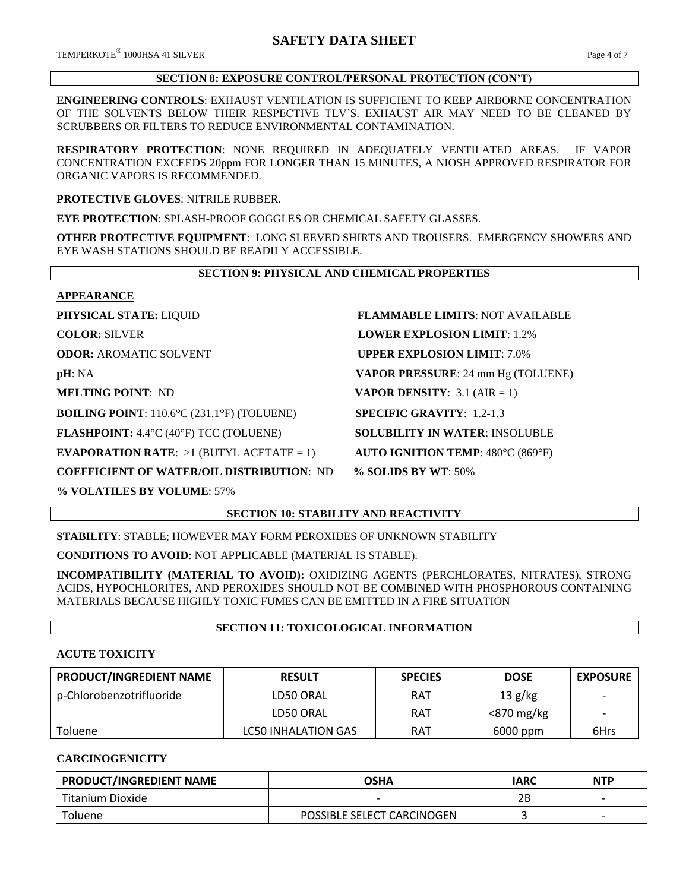## SECTION 8: EXPOSURE CONTROL/PERSONAL PROTECTION (CON'T)

**ENGINEERING CONTROLS**: EXHAUST VENTILATION IS SUFFICIENT TO KEEP AIRBORNE CONCENTRATION OF THE SOLVENTS BELOW THEIR RESPECTIVE TLV'S. EXHAUST AIR MAY NEED TO BE CLEANED BY SCRUBBERS OR FILTERS TO REDUCE ENVIRONMENTAL CONTAMINATION.

**RESPIRATORY PROTECTION**: NONE REQUIRED IN ADEQUATELY VENTILATED AREAS. IF VAPOR CONCENTRATION EXCEEDS 20ppm FOR LONGER THAN 15 MINUTES, A NIOSH APPROVED RESPIRATOR FOR ORGANIC VAPORS IS RECOMMENDED.

**PROTECTIVE GLOVES**: NITRILE RUBBER.

**EYE PROTECTION**: SPLASH-PROOF GOGGLES OR CHEMICAL SAFETY GLASSES.

**OTHER PROTECTIVE EQUIPMENT**: LONG SLEEVED SHIRTS AND TROUSERS. EMERGENCY SHOWERS AND EYE WASH STATIONS SHOULD BE READILY ACCESSIBLE.

## SECTION 9: PHYSICAL AND CHEMICAL PROPERTIES

**APPEARANCE**

**PHYSICAL STATE:** LIQUID

**COLOR:** SILVER

**ODOR:** AROMATIC SOLVENT

**pH**: NA

**MELTING POINT**: ND

**BOILING POINT**: 110.6°C (231.1°F) (TOLUENE)

**FLASHPOINT:** 4.4°C (40°F) TCC (TOLUENE)

**EVAPORATION RATE**: >1 (BUTYL ACETATE = 1)

**COEFFICIENT OF WATER/OIL DISTRIBUTION**: ND

**% VOLATILES BY VOLUME**: 57%

**FLAMMABLE LIMITS**: NOT AVAILABLE

**LOWER EXPLOSION LIMIT**: 1.2%

**UPPER EXPLOSION LIMIT**: 7.0%

**VAPOR PRESSURE**: 24 mm Hg (TOLUENE)

**VAPOR DENSITY**: 3.1 (AIR = 1)

**SPECIFIC GRAVITY**: 1.2-1.3

**SOLUBILITY IN WATER**: INSOLUBLE

**AUTO IGNITION TEMP**: 480°C (869°F)

**% SOLIDS BY WT**: 50%

## SECTION 10: STABILITY AND REACTIVITY

**STABILITY**: STABLE; HOWEVER MAY FORM PEROXIDES OF UNKNOWN STABILITY

**CONDITIONS TO AVOID**: NOT APPLICABLE (MATERIAL IS STABLE).

**INCOMPATIBILITY (MATERIAL TO AVOID):** OXIDIZING AGENTS (PERCHLORATES, NITRATES), STRONG ACIDS, HYPOCHLORITES, AND PEROXIDES SHOULD NOT BE COMBINED WITH PHOSPHOROUS CONTAINING MATERIALS BECAUSE HIGHLY TOXIC FUMES CAN BE EMITTED IN A FIRE SITUATION

## SECTION 11: TOXICOLOGICAL INFORMATION

**ACUTE TOXICITY**

| PRODUCT/INGREDIENT NAME | RESULT | SPECIES | DOSE | EXPOSURE |
|---|---|---|---|---|
| p-Chlorobenzotrifluoride | LD50 ORAL | RAT | 13 g/kg | - |
| | LD50 ORAL | RAT | <870 mg/kg | - |
| Toluene | LC50 INHALATION GAS | RAT | 6000 ppm | 6Hrs |

**CARCINOGENICITY**

| PRODUCT/INGREDIENT NAME | OSHA | IARC | NTP |
|---|---|---|---|
| Titanium Dioxide | - | 2B | - |
| Toluene | POSSIBLE SELECT CARCINOGEN | 3 | - |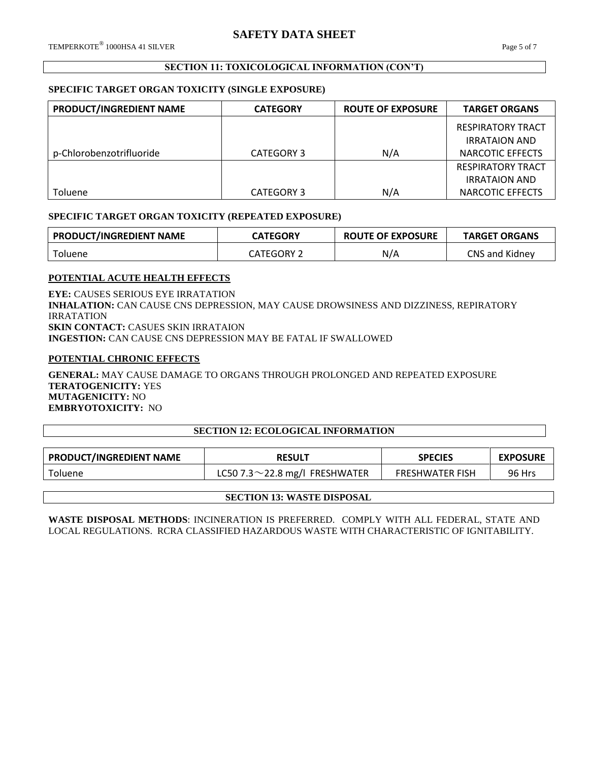## SECTION 11: TOXICOLOGICAL INFORMATION (CON'T)

### SPECIFIC TARGET ORGAN TOXICITY (SINGLE EXPOSURE)

| PRODUCT/INGREDIENT NAME | CATEGORY | ROUTE OF EXPOSURE | TARGET ORGANS |
|---|---|---|---|
| p-Chlorobenzotrifluoride | CATEGORY 3 | N/A | RESPIRATORY TRACT IRRATAION AND NARCOTIC EFFECTS |
| Toluene | CATEGORY 3 | N/A | RESPIRATORY TRACT IRRATAION AND NARCOTIC EFFECTS |

### SPECIFIC TARGET ORGAN TOXICITY (REPEATED EXPOSURE)

| PRODUCT/INGREDIENT NAME | CATEGORY | ROUTE OF EXPOSURE | TARGET ORGANS |
|---|---|---|---|
| Toluene | CATEGORY 2 | N/A | CNS and Kidney |

### POTENTIAL ACUTE HEALTH EFFECTS

**EYE:** CAUSES SERIOUS EYE IRRATATION
**INHALATION:** CAN CAUSE CNS DEPRESSION, MAY CAUSE DROWSINESS AND DIZZINESS, REPIRATORY IRRATATION
**SKIN CONTACT:** CASUES SKIN IRRATAION
**INGESTION:** CAN CAUSE CNS DEPRESSION MAY BE FATAL IF SWALLOWED

### POTENTIAL CHRONIC EFFECTS

**GENERAL:** MAY CAUSE DAMAGE TO ORGANS THROUGH PROLONGED AND REPEATED EXPOSURE
**TERATOGENICITY:** YES
**MUTAGENICITY:** NO
**EMBRYOTOXICITY:** NO

## SECTION 12: ECOLOGICAL INFORMATION

| PRODUCT/INGREDIENT NAME | RESULT | SPECIES | EXPOSURE |
|---|---|---|---|
| Toluene | LC50 7.3～22.8 mg/l FRESHWATER | FRESHWATER FISH | 96 Hrs |

## SECTION 13: WASTE DISPOSAL

**WASTE DISPOSAL METHODS**: INCINERATION IS PREFERRED. COMPLY WITH ALL FEDERAL, STATE AND LOCAL REGULATIONS. RCRA CLASSIFIED HAZARDOUS WASTE WITH CHARACTERISTIC OF IGNITABILITY.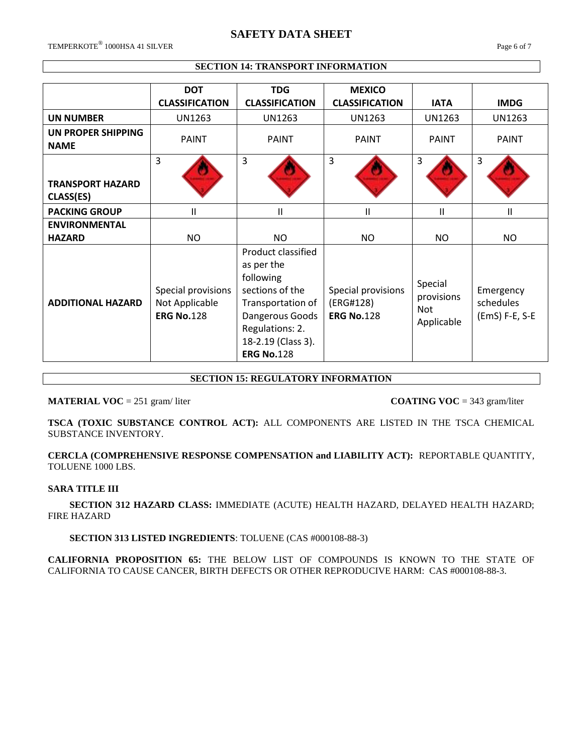## SECTION 14: TRANSPORT INFORMATION

| | DOT CLASSIFICATION | TDG CLASSIFICATION | MEXICO CLASSIFICATION | IATA | IMDG |
|---|---|---|---|---|---|
| **UN NUMBER** | UN1263 | UN1263 | UN1263 | UN1263 | UN1263 |
| **UN PROPER SHIPPING NAME** | PAINT | PAINT | PAINT | PAINT | PAINT |
| **TRANSPORT HAZARD CLASS(ES)** | 3 | 3 | 3 | 3 | 3 |
| **PACKING GROUP** | II | II | II | II | II |
| **ENVIRONMENTAL HAZARD** | NO | NO | NO | NO | NO |
| **ADDITIONAL HAZARD** | Special provisions Not Applicable **ERG No.**128 | Product classified as per the following sections of the Transportation of Dangerous Goods Regulations: 2. 18-2.19 (Class 3). **ERG No.**128 | Special provisions (ERG#128) **ERG No.**128 | Special provisions Not Applicable | Emergency schedules (EmS) F-E, S-E |

## SECTION 15: REGULATORY INFORMATION

**MATERIAL VOC** = 251 gram/ liter

**COATING VOC** = 343 gram/liter

**TSCA (TOXIC SUBSTANCE CONTROL ACT):** ALL COMPONENTS ARE LISTED IN THE TSCA CHEMICAL SUBSTANCE INVENTORY.

**CERCLA (COMPREHENSIVE RESPONSE COMPENSATION and LIABILITY ACT):** REPORTABLE QUANTITY, TOLUENE 1000 LBS.

**SARA TITLE III**

**SECTION 312 HAZARD CLASS:** IMMEDIATE (ACUTE) HEALTH HAZARD, DELAYED HEALTH HAZARD; FIRE HAZARD

**SECTION 313 LISTED INGREDIENTS**: TOLUENE (CAS #000108-88-3)

**CALIFORNIA PROPOSITION 65:** THE BELOW LIST OF COMPOUNDS IS KNOWN TO THE STATE OF CALIFORNIA TO CAUSE CANCER, BIRTH DEFECTS OR OTHER REPRODUCIVE HARM: CAS #000108-88-3.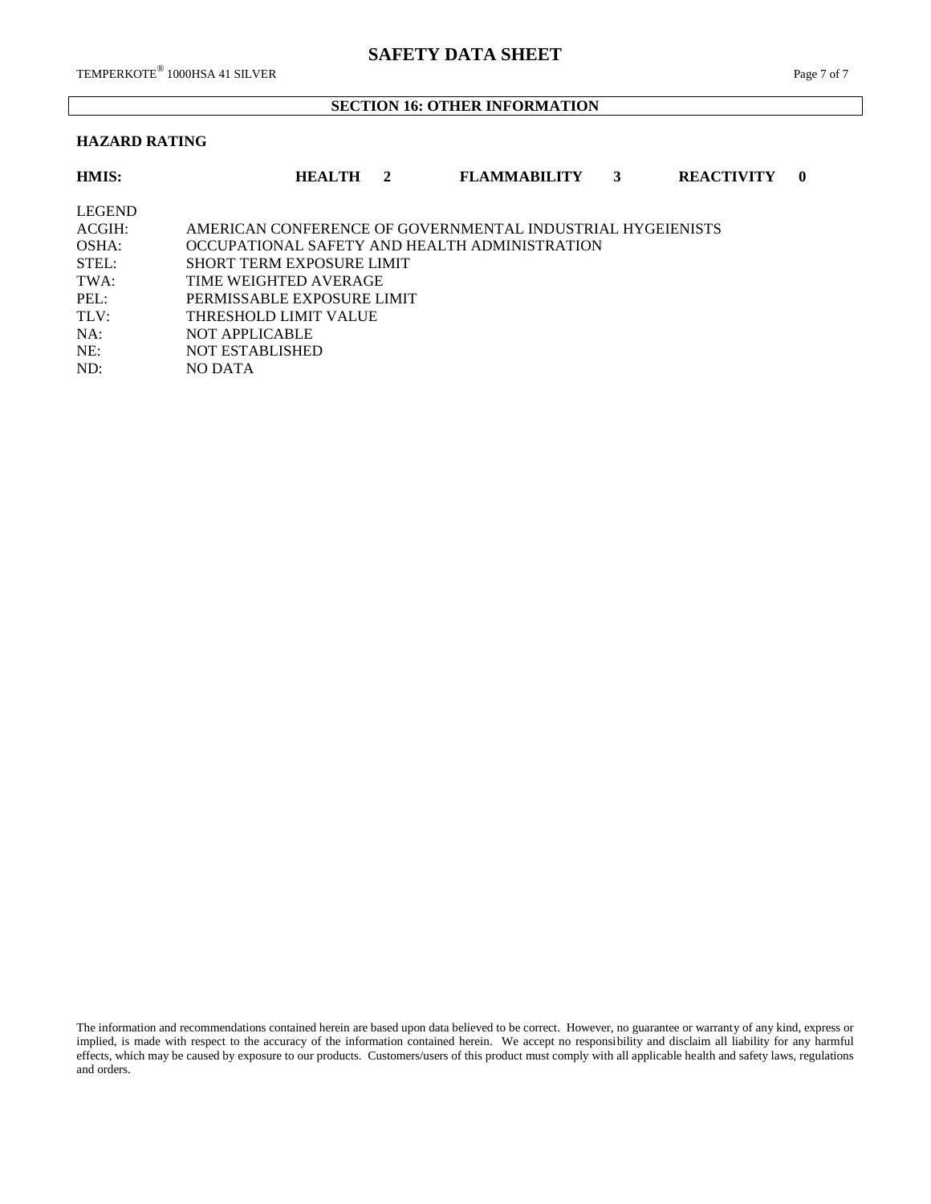## SECTION 16: OTHER INFORMATION

**HAZARD RATING**

| | | | |
|---|---|---|---|
| **HMIS:** | **HEALTH 2** | **FLAMMABILITY 3** | **REACTIVITY 0** |

LEGEND

| | |
|---|---|
| ACGIH: | AMERICAN CONFERENCE OF GOVERNMENTAL INDUSTRIAL HYGEIENISTS |
| OSHA: | OCCUPATIONAL SAFETY AND HEALTH ADMINISTRATION |
| STEL: | SHORT TERM EXPOSURE LIMIT |
| TWA: | TIME WEIGHTED AVERAGE |
| PEL: | PERMISSABLE EXPOSURE LIMIT |
| TLV: | THRESHOLD LIMIT VALUE |
| NA: | NOT APPLICABLE |
| NE: | NOT ESTABLISHED |
| ND: | NO DATA |

The information and recommendations contained herein are based upon data believed to be correct. However, no guarantee or warranty of any kind, express or implied, is made with respect to the accuracy of the information contained herein. We accept no responsibility and disclaim all liability for any harmful effects, which may be caused by exposure to our products. Customers/users of this product must comply with all applicable health and safety laws, regulations and orders.